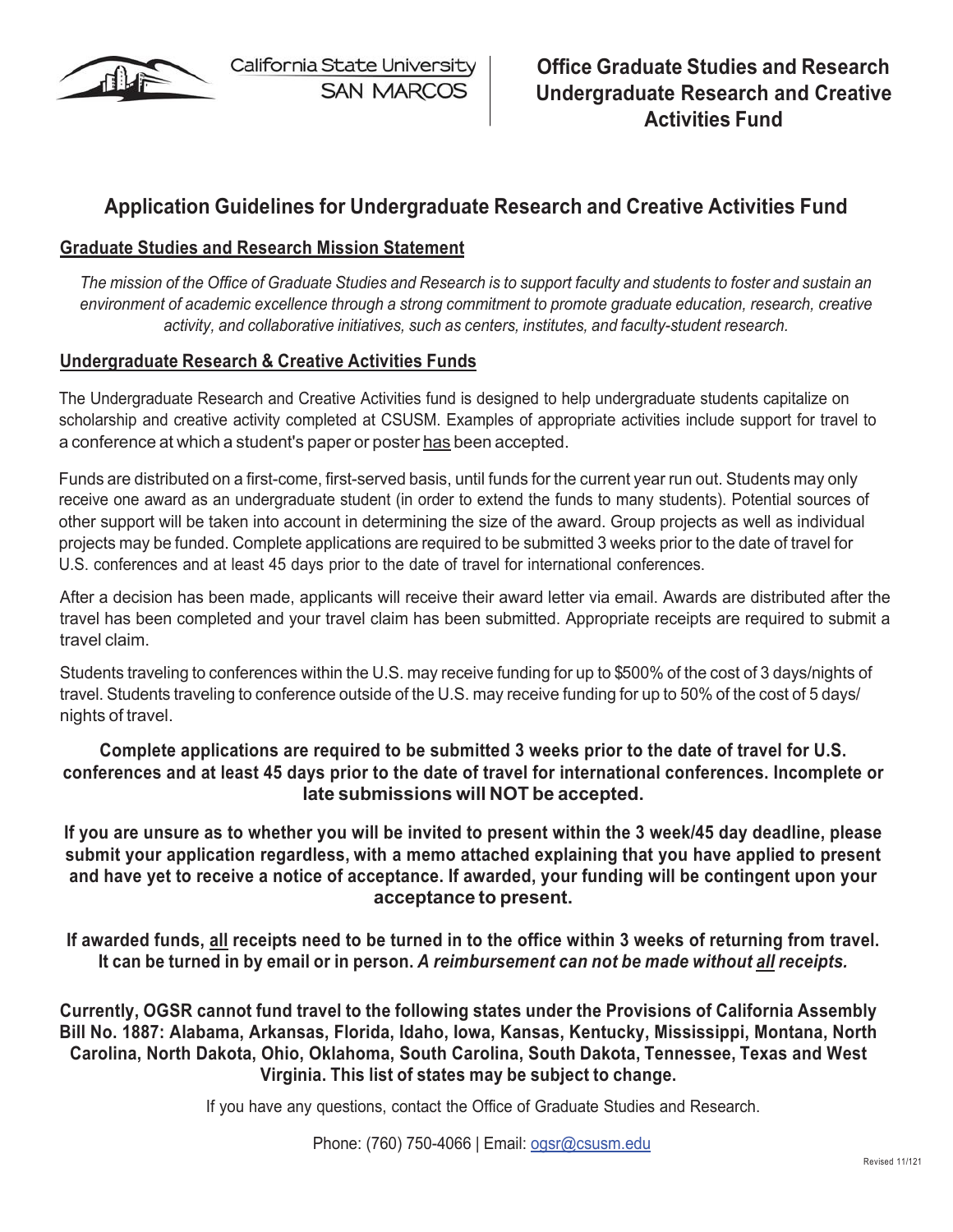California State University SAN MARCOS

**Office Graduate Studies and Research Undergraduate Research and Creative Activities Fund**

# Application Guidelines for Undergraduate Research and Creative Activities Fund

## Graduate Studies and Research Mission Statement

*The mission of the Office of Graduate Studies and Research is to support faculty and students to foster and sustain an environment of academic excellence through a strong commitment to promote graduate education, research, creative activity, and collaborative initiatives, such as centers, institutes, and faculty-student research.*

## Undergraduate Research & Creative Activities Funds

The Undergraduate Research and Creative Activities fund is designed to help undergraduate students capitalize on scholarship and creative activity completed at CSUSM. Examples of appropriate activities include support for travel to a conference at which a student's paper or poster has been accepted.

Funds are distributed on a first-come, first-served basis, until funds for the current year run out. Students may only receive one award as an undergraduate student (in order to extend the funds to many students). Potential sources of other support will be taken into account in determining the size of the award. Group projects as well as individual projects may be funded. Complete applications are required to be submitted 3 weeks prior to the date of travel for U.S. conferences and at least 45 days prior to the date of travel for international conferences.

After a decision has been made, applicants will receive their award letter via email. Awards are distributed after the travel has been completed and your travel claim has been submitted. Appropriate receipts are required to submit a travel claim.

Students traveling to conferences within the U.S. may receive funding for up to $500% of the cost of 3 days/nights of travel. Students traveling to conference outside of the U.S. may receive funding for up to 50% of the cost of 5 days/nights of travel.

**Complete applications are required to be submitted 3 weeks prior to the date of travel for U.S. conferences and at least 45 days prior to the date of travel for international conferences. Incomplete or late submissions will NOT be accepted.**

**If you are unsure as to whether you will be invited to present within the 3 week/45 day deadline, please submit your application regardless, with a memo attached explaining that you have applied to present and have yet to receive a notice of acceptance. If awarded, your funding will be contingent upon your acceptance to present.**

**If awarded funds, all receipts need to be turned in to the office within 3 weeks of returning from travel. It can be turned in by email or in person. *A reimbursement can not be made without all receipts.***

**Currently, OGSR cannot fund travel to the following states under the Provisions of California Assembly Bill No. 1887: Alabama, Arkansas, Florida, Idaho, Iowa, Kansas, Kentucky, Mississippi, Montana, North Carolina, North Dakota, Ohio, Oklahoma, South Carolina, South Dakota, Tennessee, Texas and West Virginia. This list of states may be subject to change.**

If you have any questions, contact the Office of Graduate Studies and Research.

Phone: (760) 750-4066 | Email: ogsr@csusm.edu

Revised 11/121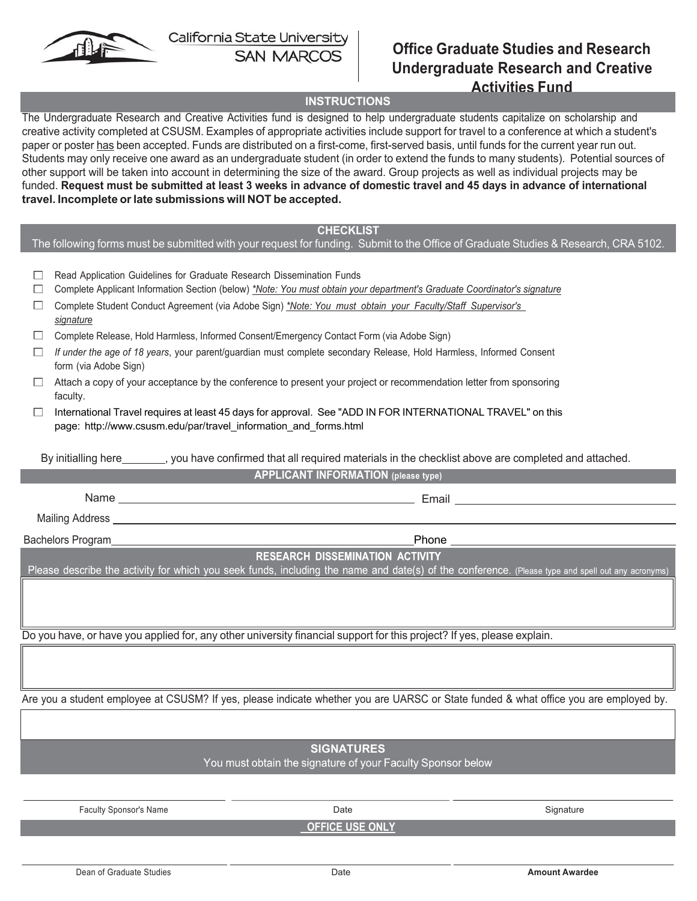California State University
SAN MARCOS

# Office Graduate Studies and Research Undergraduate Research and Creative Activities Fund

## INSTRUCTIONS

The Undergraduate Research and Creative Activities fund is designed to help undergraduate students capitalize on scholarship and creative activity completed at CSUSM. Examples of appropriate activities include support for travel to a conference at which a student's paper or poster has been accepted. Funds are distributed on a first-come, first-served basis, until funds for the current year run out. Students may only receive one award as an undergraduate student (in order to extend the funds to many students). Potential sources of other support will be taken into account in determining the size of the award. Group projects as well as individual projects may be funded. **Request must be submitted at least 3 weeks in advance of domestic travel and 45 days in advance of international travel. Incomplete or late submissions will NOT be accepted.**

## CHECKLIST

The following forms must be submitted with your request for funding. Submit to the Office of Graduate Studies & Research, CRA 5102.

- ☐ Read Application Guidelines for Graduate Research Dissemination Funds
- ☐ Complete Applicant Information Section (below) *\*Note: You must obtain your department's Graduate Coordinator's signature*
- ☐ Complete Student Conduct Agreement (via Adobe Sign) *\*Note: You must obtain your Faculty/Staff Supervisor's signature*
- ☐ Complete Release, Hold Harmless, Informed Consent/Emergency Contact Form (via Adobe Sign)
- ☐ *If under the age of 18 years*, your parent/guardian must complete secondary Release, Hold Harmless, Informed Consent form (via Adobe Sign)
- ☐ Attach a copy of your acceptance by the conference to present your project or recommendation letter from sponsoring faculty.
- ☐ International Travel requires at least 45 days for approval. See "ADD IN FOR INTERNATIONAL TRAVEL" on this page: http://www.csusm.edu/par/travel_information_and_forms.html

By initialling here_______, you have confirmed that all required materials in the checklist above are completed and attached.

## APPLICANT INFORMATION (please type)

Name ______________________________ Email ______________________________

Mailing Address ______________________________

Bachelors Program______________________________ Phone ______________________________

## RESEARCH DISSEMINATION ACTIVITY

Please describe the activity for which you seek funds, including the name and date(s) of the conference. (Please type and spell out any acronyms)

Do you have, or have you applied for, any other university financial support for this project? If yes, please explain.

Are you a student employee at CSUSM? If yes, please indicate whether you are UARSC or State funded & what office you are employed by.

## SIGNATURES

You must obtain the signature of your Faculty Sponsor below

______________________ ______________________ ______________________

Faculty Sponsor's Name | Date | Signature

## OFFICE USE ONLY

______________________ ______________________ ______________________

Dean of Graduate Studies | Date | **Amount Awardee**